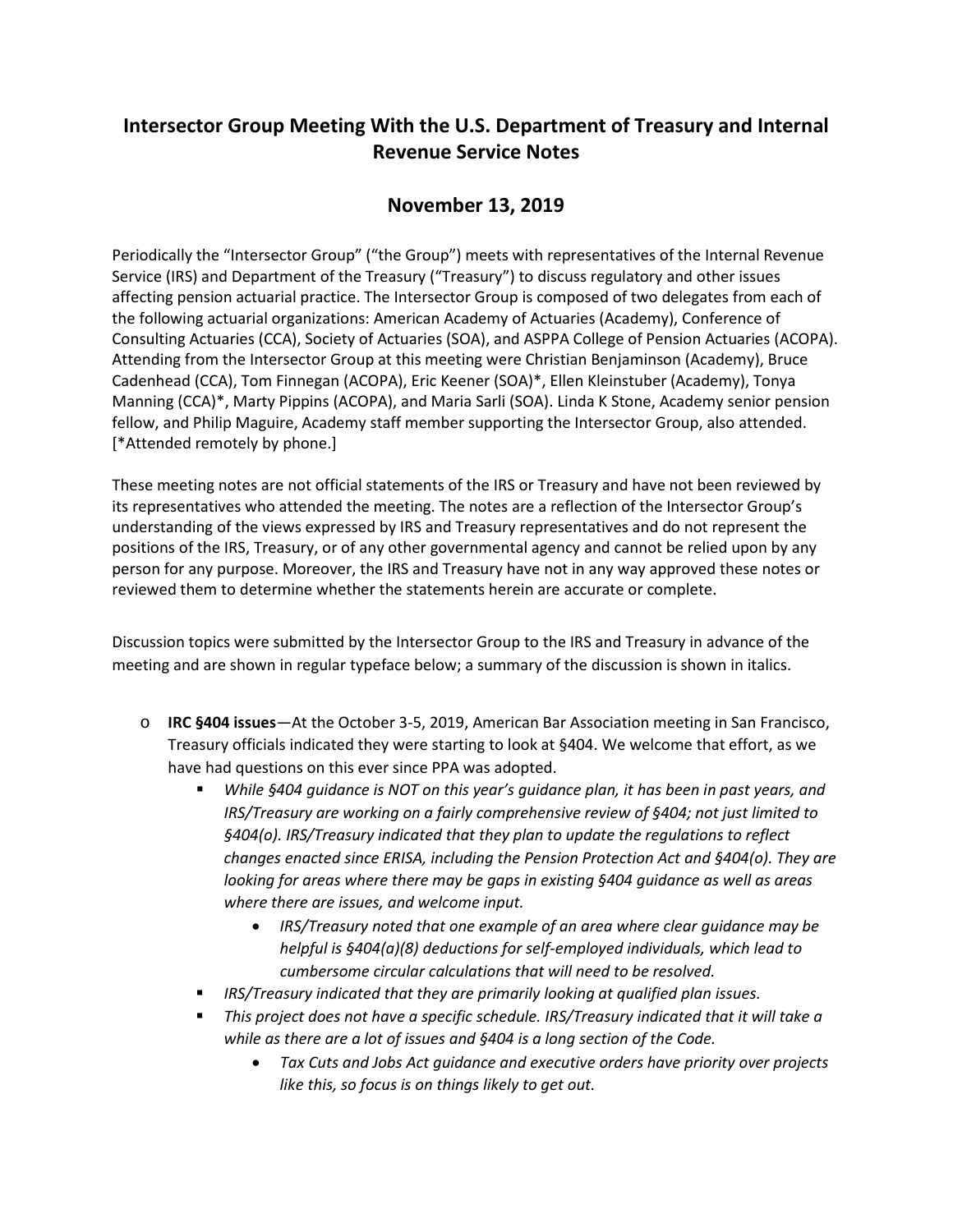# Intersector Group Meeting With the U.S. Department of Treasury and Internal Revenue Service Notes

## November 13, 2019

Periodically the "Intersector Group" ("the Group") meets with representatives of the Internal Revenue Service (IRS) and Department of the Treasury ("Treasury") to discuss regulatory and other issues affecting pension actuarial practice. The Intersector Group is composed of two delegates from each of the following actuarial organizations: American Academy of Actuaries (Academy), Conference of Consulting Actuaries (CCA), Society of Actuaries (SOA), and ASPPA College of Pension Actuaries (ACOPA). Attending from the Intersector Group at this meeting were Christian Benjaminson (Academy), Bruce Cadenhead (CCA), Tom Finnegan (ACOPA), Eric Keener (SOA)*, Ellen Kleinstuber (Academy), Tonya Manning (CCA)*, Marty Pippins (ACOPA), and Maria Sarli (SOA). Linda K Stone, Academy senior pension fellow, and Philip Maguire, Academy staff member supporting the Intersector Group, also attended. [*Attended remotely by phone.]

These meeting notes are not official statements of the IRS or Treasury and have not been reviewed by its representatives who attended the meeting. The notes are a reflection of the Intersector Group's understanding of the views expressed by IRS and Treasury representatives and do not represent the positions of the IRS, Treasury, or of any other governmental agency and cannot be relied upon by any person for any purpose. Moreover, the IRS and Treasury have not in any way approved these notes or reviewed them to determine whether the statements herein are accurate or complete.

Discussion topics were submitted by the Intersector Group to the IRS and Treasury in advance of the meeting and are shown in regular typeface below; a summary of the discussion is shown in italics.

- **IRC §404 issues**—At the October 3-5, 2019, American Bar Association meeting in San Francisco, Treasury officials indicated they were starting to look at §404. We welcome that effort, as we have had questions on this ever since PPA was adopted.
  - *While §404 guidance is NOT on this year's guidance plan, it has been in past years, and IRS/Treasury are working on a fairly comprehensive review of §404; not just limited to §404(o). IRS/Treasury indicated that they plan to update the regulations to reflect changes enacted since ERISA, including the Pension Protection Act and §404(o). They are looking for areas where there may be gaps in existing §404 guidance as well as areas where there are issues, and welcome input.*
    - *IRS/Treasury noted that one example of an area where clear guidance may be helpful is §404(a)(8) deductions for self-employed individuals, which lead to cumbersome circular calculations that will need to be resolved.*
  - *IRS/Treasury indicated that they are primarily looking at qualified plan issues.*
  - *This project does not have a specific schedule. IRS/Treasury indicated that it will take a while as there are a lot of issues and §404 is a long section of the Code.*
    - *Tax Cuts and Jobs Act guidance and executive orders have priority over projects like this, so focus is on things likely to get out.*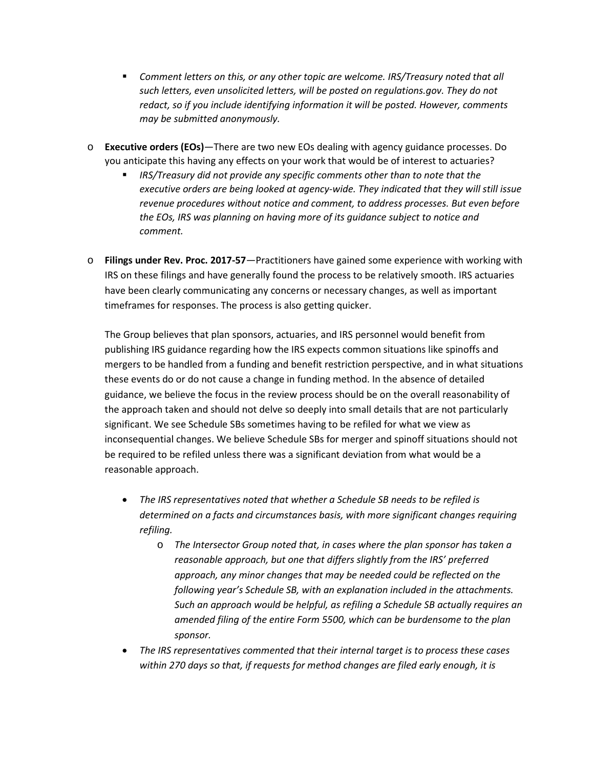- *Comment letters on this, or any other topic are welcome. IRS/Treasury noted that all such letters, even unsolicited letters, will be posted on regulations.gov. They do not redact, so if you include identifying information it will be posted. However, comments may be submitted anonymously.*

- **Executive orders (EOs)**—There are two new EOs dealing with agency guidance processes. Do you anticipate this having any effects on your work that would be of interest to actuaries?
    - *IRS/Treasury did not provide any specific comments other than to note that the executive orders are being looked at agency-wide. They indicated that they will still issue revenue procedures without notice and comment, to address processes. But even before the EOs, IRS was planning on having more of its guidance subject to notice and comment.*

- **Filings under Rev. Proc. 2017-57**—Practitioners have gained some experience with working with IRS on these filings and have generally found the process to be relatively smooth. IRS actuaries have been clearly communicating any concerns or necessary changes, as well as important timeframes for responses. The process is also getting quicker.

  The Group believes that plan sponsors, actuaries, and IRS personnel would benefit from publishing IRS guidance regarding how the IRS expects common situations like spinoffs and mergers to be handled from a funding and benefit restriction perspective, and in what situations these events do or do not cause a change in funding method. In the absence of detailed guidance, we believe the focus in the review process should be on the overall reasonability of the approach taken and should not delve so deeply into small details that are not particularly significant. We see Schedule SBs sometimes having to be refiled for what we view as inconsequential changes. We believe Schedule SBs for merger and spinoff situations should not be required to be refiled unless there was a significant deviation from what would be a reasonable approach.

    - *The IRS representatives noted that whether a Schedule SB needs to be refiled is determined on a facts and circumstances basis, with more significant changes requiring refiling.*
        - *The Intersector Group noted that, in cases where the plan sponsor has taken a reasonable approach, but one that differs slightly from the IRS' preferred approach, any minor changes that may be needed could be reflected on the following year's Schedule SB, with an explanation included in the attachments. Such an approach would be helpful, as refiling a Schedule SB actually requires an amended filing of the entire Form 5500, which can be burdensome to the plan sponsor.*
    - *The IRS representatives commented that their internal target is to process these cases within 270 days so that, if requests for method changes are filed early enough, it is*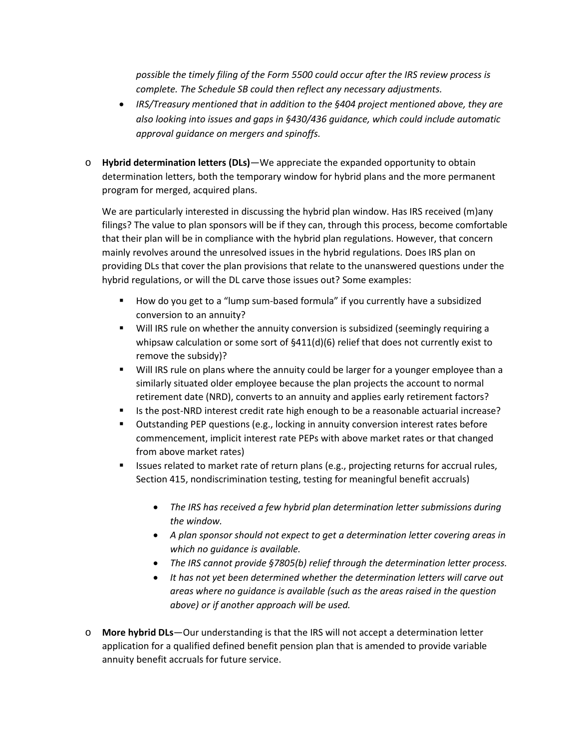*possible the timely filing of the Form 5500 could occur after the IRS review process is complete. The Schedule SB could then reflect any necessary adjustments.*
  - *IRS/Treasury mentioned that in addition to the §404 project mentioned above, they are also looking into issues and gaps in §430/436 guidance, which could include automatic approval guidance on mergers and spinoffs.*

- **Hybrid determination letters (DLs)**—We appreciate the expanded opportunity to obtain determination letters, both the temporary window for hybrid plans and the more permanent program for merged, acquired plans.

  We are particularly interested in discussing the hybrid plan window. Has IRS received (m)any filings? The value to plan sponsors will be if they can, through this process, become comfortable that their plan will be in compliance with the hybrid plan regulations. However, that concern mainly revolves around the unresolved issues in the hybrid regulations. Does IRS plan on providing DLs that cover the plan provisions that relate to the unanswered questions under the hybrid regulations, or will the DL carve those issues out? Some examples:

  - How do you get to a "lump sum-based formula" if you currently have a subsidized conversion to an annuity?
  - Will IRS rule on whether the annuity conversion is subsidized (seemingly requiring a whipsaw calculation or some sort of §411(d)(6) relief that does not currently exist to remove the subsidy)?
  - Will IRS rule on plans where the annuity could be larger for a younger employee than a similarly situated older employee because the plan projects the account to normal retirement date (NRD), converts to an annuity and applies early retirement factors?
  - Is the post-NRD interest credit rate high enough to be a reasonable actuarial increase?
  - Outstanding PEP questions (e.g., locking in annuity conversion interest rates before commencement, implicit interest rate PEPs with above market rates or that changed from above market rates)
  - Issues related to market rate of return plans (e.g., projecting returns for accrual rules, Section 415, nondiscrimination testing, testing for meaningful benefit accruals)

    - *The IRS has received a few hybrid plan determination letter submissions during the window.*
    - *A plan sponsor should not expect to get a determination letter covering areas in which no guidance is available.*
    - *The IRS cannot provide §7805(b) relief through the determination letter process.*
    - *It has not yet been determined whether the determination letters will carve out areas where no guidance is available (such as the areas raised in the question above) or if another approach will be used.*

- **More hybrid DLs**—Our understanding is that the IRS will not accept a determination letter application for a qualified defined benefit pension plan that is amended to provide variable annuity benefit accruals for future service.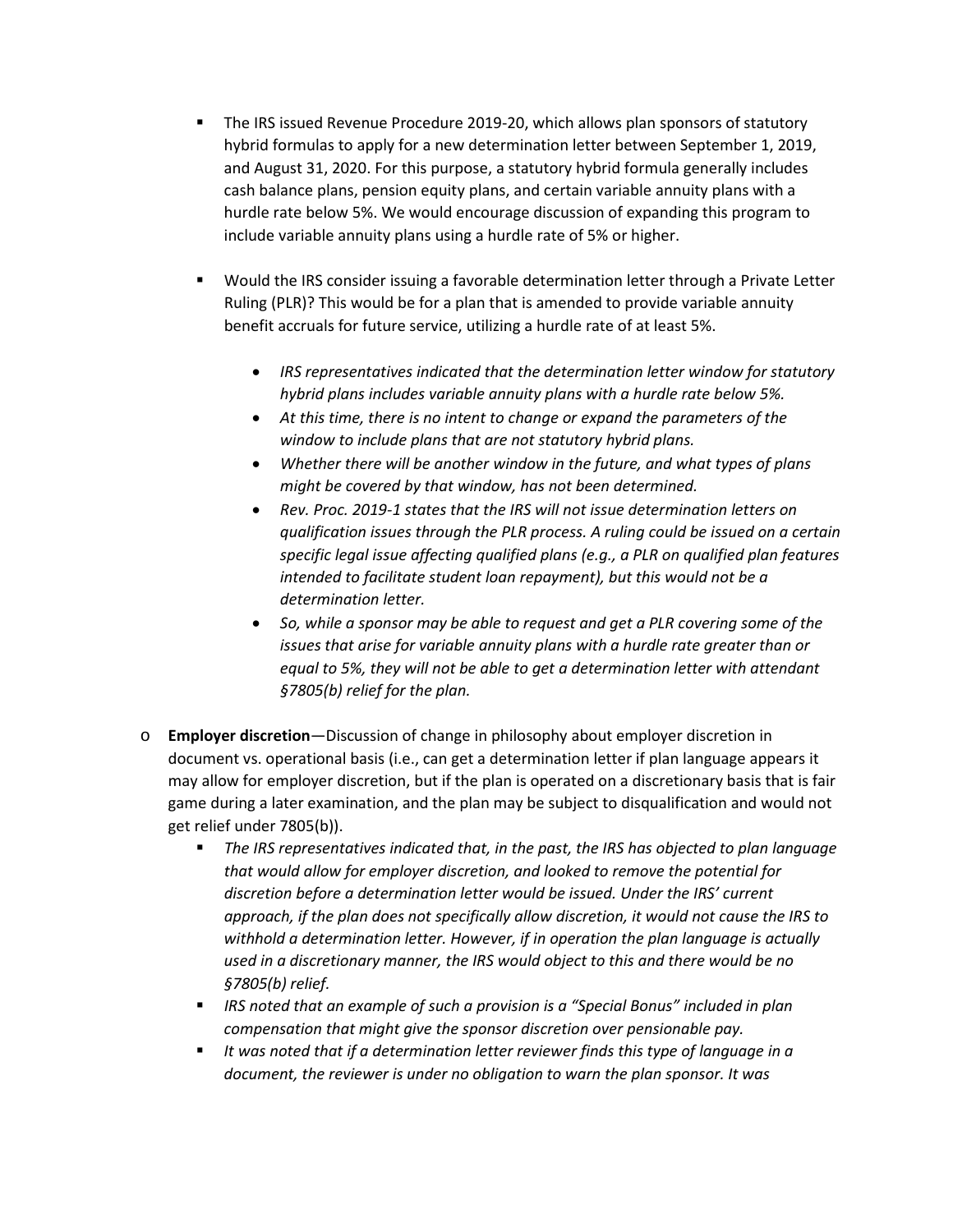- The IRS issued Revenue Procedure 2019-20, which allows plan sponsors of statutory hybrid formulas to apply for a new determination letter between September 1, 2019, and August 31, 2020. For this purpose, a statutory hybrid formula generally includes cash balance plans, pension equity plans, and certain variable annuity plans with a hurdle rate below 5%. We would encourage discussion of expanding this program to include variable annuity plans using a hurdle rate of 5% or higher.

- Would the IRS consider issuing a favorable determination letter through a Private Letter Ruling (PLR)? This would be for a plan that is amended to provide variable annuity benefit accruals for future service, utilizing a hurdle rate of at least 5%.

  - *IRS representatives indicated that the determination letter window for statutory hybrid plans includes variable annuity plans with a hurdle rate below 5%.*
  - *At this time, there is no intent to change or expand the parameters of the window to include plans that are not statutory hybrid plans.*
  - *Whether there will be another window in the future, and what types of plans might be covered by that window, has not been determined.*
  - *Rev. Proc. 2019-1 states that the IRS will not issue determination letters on qualification issues through the PLR process. A ruling could be issued on a certain specific legal issue affecting qualified plans (e.g., a PLR on qualified plan features intended to facilitate student loan repayment), but this would not be a determination letter.*
  - *So, while a sponsor may be able to request and get a PLR covering some of the issues that arise for variable annuity plans with a hurdle rate greater than or equal to 5%, they will not be able to get a determination letter with attendant §7805(b) relief for the plan.*

- **Employer discretion**—Discussion of change in philosophy about employer discretion in document vs. operational basis (i.e., can get a determination letter if plan language appears it may allow for employer discretion, but if the plan is operated on a discretionary basis that is fair game during a later examination, and the plan may be subject to disqualification and would not get relief under 7805(b)).
  - *The IRS representatives indicated that, in the past, the IRS has objected to plan language that would allow for employer discretion, and looked to remove the potential for discretion before a determination letter would be issued. Under the IRS' current approach, if the plan does not specifically allow discretion, it would not cause the IRS to withhold a determination letter. However, if in operation the plan language is actually used in a discretionary manner, the IRS would object to this and there would be no §7805(b) relief.*
  - *IRS noted that an example of such a provision is a "Special Bonus" included in plan compensation that might give the sponsor discretion over pensionable pay.*
  - *It was noted that if a determination letter reviewer finds this type of language in a document, the reviewer is under no obligation to warn the plan sponsor. It was*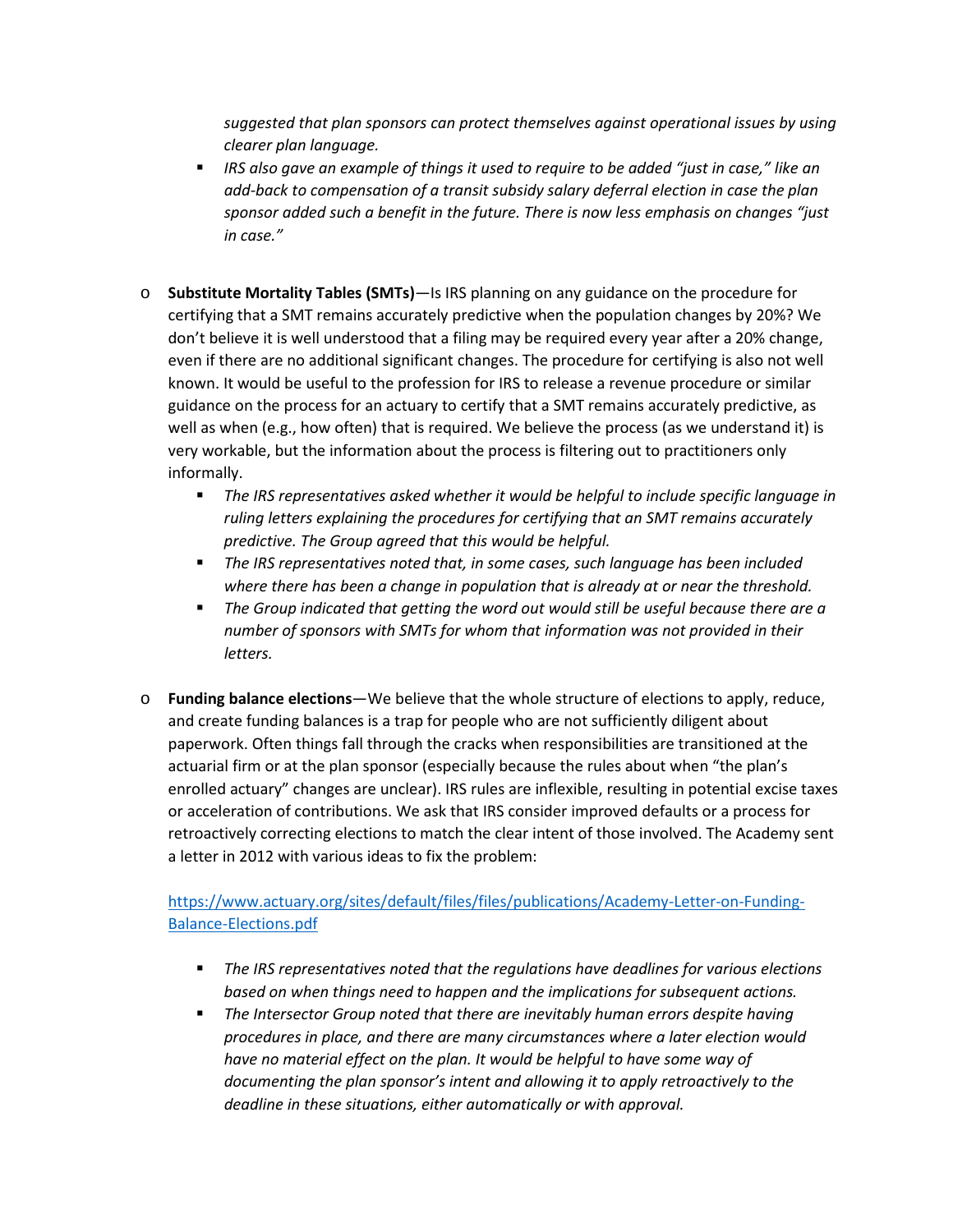- *suggested that plan sponsors can protect themselves against operational issues by using clearer plan language.*
    - *IRS also gave an example of things it used to require to be added "just in case," like an add-back to compensation of a transit subsidy salary deferral election in case the plan sponsor added such a benefit in the future. There is now less emphasis on changes "just in case."*

- **Substitute Mortality Tables (SMTs)**—Is IRS planning on any guidance on the procedure for certifying that a SMT remains accurately predictive when the population changes by 20%? We don't believe it is well understood that a filing may be required every year after a 20% change, even if there are no additional significant changes. The procedure for certifying is also not well known. It would be useful to the profession for IRS to release a revenue procedure or similar guidance on the process for an actuary to certify that a SMT remains accurately predictive, as well as when (e.g., how often) that is required. We believe the process (as we understand it) is very workable, but the information about the process is filtering out to practitioners only informally.
    - *The IRS representatives asked whether it would be helpful to include specific language in ruling letters explaining the procedures for certifying that an SMT remains accurately predictive. The Group agreed that this would be helpful.*
    - *The IRS representatives noted that, in some cases, such language has been included where there has been a change in population that is already at or near the threshold.*
    - *The Group indicated that getting the word out would still be useful because there are a number of sponsors with SMTs for whom that information was not provided in their letters.*

- **Funding balance elections**—We believe that the whole structure of elections to apply, reduce, and create funding balances is a trap for people who are not sufficiently diligent about paperwork. Often things fall through the cracks when responsibilities are transitioned at the actuarial firm or at the plan sponsor (especially because the rules about when "the plan's enrolled actuary" changes are unclear). IRS rules are inflexible, resulting in potential excise taxes or acceleration of contributions. We ask that IRS consider improved defaults or a process for retroactively correcting elections to match the clear intent of those involved. The Academy sent a letter in 2012 with various ideas to fix the problem:

  [https://www.actuary.org/sites/default/files/files/publications/Academy-Letter-on-Funding-Balance-Elections.pdf](https://www.actuary.org/sites/default/files/files/publications/Academy-Letter-on-Funding-Balance-Elections.pdf)

    - *The IRS representatives noted that the regulations have deadlines for various elections based on when things need to happen and the implications for subsequent actions.*
    - *The Intersector Group noted that there are inevitably human errors despite having procedures in place, and there are many circumstances where a later election would have no material effect on the plan. It would be helpful to have some way of documenting the plan sponsor's intent and allowing it to apply retroactively to the deadline in these situations, either automatically or with approval.*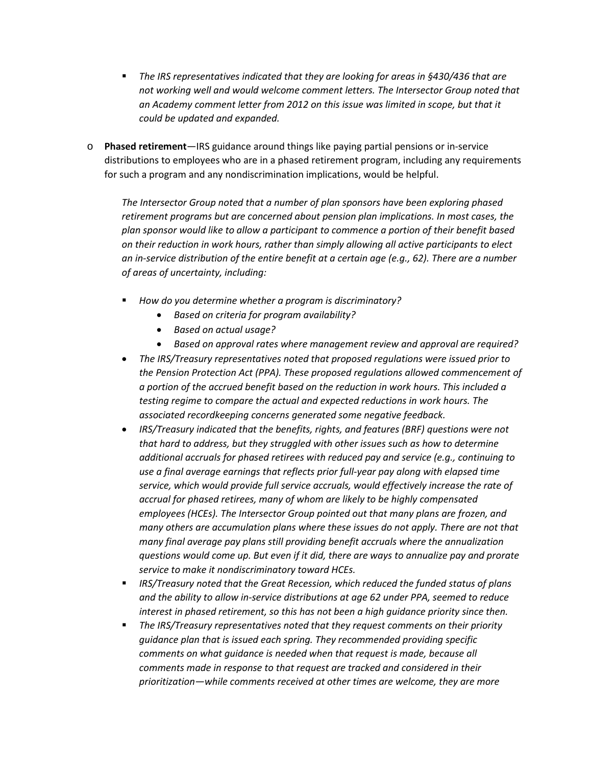- *The IRS representatives indicated that they are looking for areas in §430/436 that are not working well and would welcome comment letters. The Intersector Group noted that an Academy comment letter from 2012 on this issue was limited in scope, but that it could be updated and expanded.*

- **Phased retirement**—IRS guidance around things like paying partial pensions or in-service distributions to employees who are in a phased retirement program, including any requirements for such a program and any nondiscrimination implications, would be helpful.

  *The Intersector Group noted that a number of plan sponsors have been exploring phased retirement programs but are concerned about pension plan implications. In most cases, the plan sponsor would like to allow a participant to commence a portion of their benefit based on their reduction in work hours, rather than simply allowing all active participants to elect an in-service distribution of the entire benefit at a certain age (e.g., 62). There are a number of areas of uncertainty, including:*

  - *How do you determine whether a program is discriminatory?*
    - *Based on criteria for program availability?*
    - *Based on actual usage?*
    - *Based on approval rates where management review and approval are required?*
  - *The IRS/Treasury representatives noted that proposed regulations were issued prior to the Pension Protection Act (PPA). These proposed regulations allowed commencement of a portion of the accrued benefit based on the reduction in work hours. This included a testing regime to compare the actual and expected reductions in work hours. The associated recordkeeping concerns generated some negative feedback.*
  - *IRS/Treasury indicated that the benefits, rights, and features (BRF) questions were not that hard to address, but they struggled with other issues such as how to determine additional accruals for phased retirees with reduced pay and service (e.g., continuing to use a final average earnings that reflects prior full-year pay along with elapsed time service, which would provide full service accruals, would effectively increase the rate of accrual for phased retirees, many of whom are likely to be highly compensated employees (HCEs). The Intersector Group pointed out that many plans are frozen, and many others are accumulation plans where these issues do not apply. There are not that many final average pay plans still providing benefit accruals where the annualization questions would come up. But even if it did, there are ways to annualize pay and prorate service to make it nondiscriminatory toward HCEs.*
  - *IRS/Treasury noted that the Great Recession, which reduced the funded status of plans and the ability to allow in-service distributions at age 62 under PPA, seemed to reduce interest in phased retirement, so this has not been a high guidance priority since then.*
  - *The IRS/Treasury representatives noted that they request comments on their priority guidance plan that is issued each spring. They recommended providing specific comments on what guidance is needed when that request is made, because all comments made in response to that request are tracked and considered in their prioritization—while comments received at other times are welcome, they are more*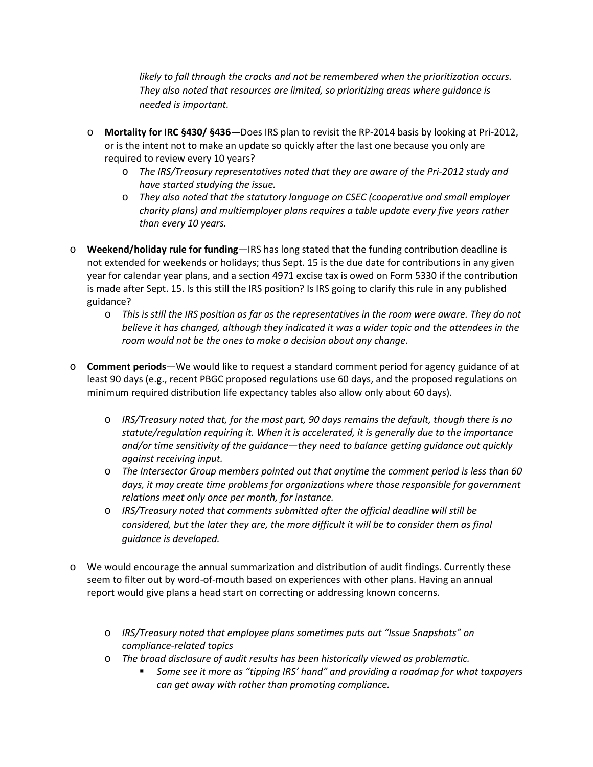*likely to fall through the cracks and not be remembered when the prioritization occurs. They also noted that resources are limited, so prioritizing areas where guidance is needed is important.*

- **Mortality for IRC §430/ §436**—Does IRS plan to revisit the RP-2014 basis by looking at Pri-2012, or is the intent not to make an update so quickly after the last one because you only are required to review every 10 years?
  - *The IRS/Treasury representatives noted that they are aware of the Pri-2012 study and have started studying the issue.*
  - *They also noted that the statutory language on CSEC (cooperative and small employer charity plans) and multiemployer plans requires a table update every five years rather than every 10 years.*

- **Weekend/holiday rule for funding**—IRS has long stated that the funding contribution deadline is not extended for weekends or holidays; thus Sept. 15 is the due date for contributions in any given year for calendar year plans, and a section 4971 excise tax is owed on Form 5330 if the contribution is made after Sept. 15. Is this still the IRS position? Is IRS going to clarify this rule in any published guidance?
  - *This is still the IRS position as far as the representatives in the room were aware. They do not believe it has changed, although they indicated it was a wider topic and the attendees in the room would not be the ones to make a decision about any change.*

- **Comment periods**—We would like to request a standard comment period for agency guidance of at least 90 days (e.g., recent PBGC proposed regulations use 60 days, and the proposed regulations on minimum required distribution life expectancy tables also allow only about 60 days).
  - *IRS/Treasury noted that, for the most part, 90 days remains the default, though there is no statute/regulation requiring it. When it is accelerated, it is generally due to the importance and/or time sensitivity of the guidance—they need to balance getting guidance out quickly against receiving input.*
  - *The Intersector Group members pointed out that anytime the comment period is less than 60 days, it may create time problems for organizations where those responsible for government relations meet only once per month, for instance.*
  - *IRS/Treasury noted that comments submitted after the official deadline will still be considered, but the later they are, the more difficult it will be to consider them as final guidance is developed.*

- We would encourage the annual summarization and distribution of audit findings. Currently these seem to filter out by word-of-mouth based on experiences with other plans. Having an annual report would give plans a head start on correcting or addressing known concerns.
  - *IRS/Treasury noted that employee plans sometimes puts out "Issue Snapshots" on compliance-related topics*
  - *The broad disclosure of audit results has been historically viewed as problematic.*
    - *Some see it more as "tipping IRS' hand" and providing a roadmap for what taxpayers can get away with rather than promoting compliance.*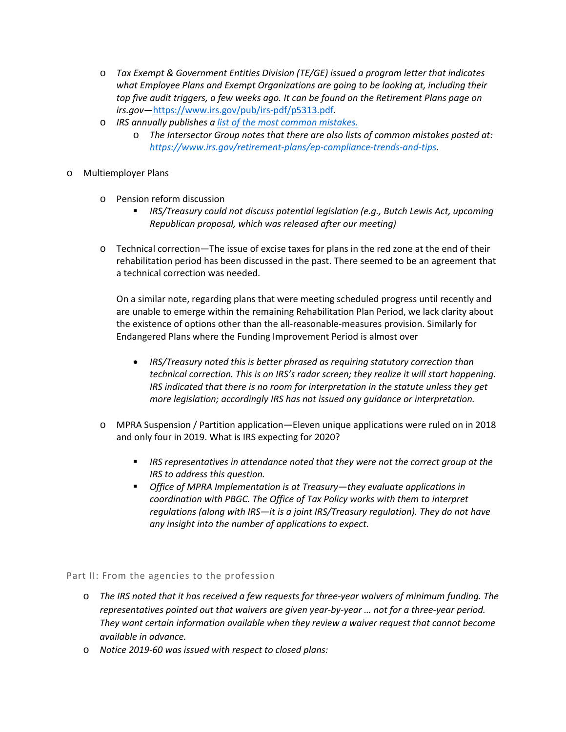- *Tax Exempt & Government Entities Division (TE/GE) issued a program letter that indicates what Employee Plans and Exempt Organizations are going to be looking at, including their top five audit triggers, a few weeks ago. It can be found on the Retirement Plans page on irs.gov—*[https://www.irs.gov/pub/irs-pdf/p5313.pdf](https://www.irs.gov/pub/irs-pdf/p5313.pdf)*.*
- *IRS annually publishes a [list of the most common mistakes.](#)*
  - *The Intersector Group notes that there are also lists of common mistakes posted at: [https://www.irs.gov/retirement-plans/ep-compliance-trends-and-tips](https://www.irs.gov/retirement-plans/ep-compliance-trends-and-tips).*

- Multiemployer Plans

  - Pension reform discussion
    - *IRS/Treasury could not discuss potential legislation (e.g., Butch Lewis Act, upcoming Republican proposal, which was released after our meeting)*

  - Technical correction—The issue of excise taxes for plans in the red zone at the end of their rehabilitation period has been discussed in the past. There seemed to be an agreement that a technical correction was needed.

    On a similar note, regarding plans that were meeting scheduled progress until recently and are unable to emerge within the remaining Rehabilitation Plan Period, we lack clarity about the existence of options other than the all-reasonable-measures provision. Similarly for Endangered Plans where the Funding Improvement Period is almost over

    - *IRS/Treasury noted this is better phrased as requiring statutory correction than technical correction. This is on IRS's radar screen; they realize it will start happening. IRS indicated that there is no room for interpretation in the statute unless they get more legislation; accordingly IRS has not issued any guidance or interpretation.*

  - MPRA Suspension / Partition application—Eleven unique applications were ruled on in 2018 and only four in 2019. What is IRS expecting for 2020?

    - *IRS representatives in attendance noted that they were not the correct group at the IRS to address this question.*
    - *Office of MPRA Implementation is at Treasury—they evaluate applications in coordination with PBGC. The Office of Tax Policy works with them to interpret regulations (along with IRS—it is a joint IRS/Treasury regulation). They do not have any insight into the number of applications to expect.*

## Part II: From the agencies to the profession

- *The IRS noted that it has received a few requests for three-year waivers of minimum funding. The representatives pointed out that waivers are given year-by-year … not for a three-year period. They want certain information available when they review a waiver request that cannot become available in advance.*
- *Notice 2019-60 was issued with respect to closed plans:*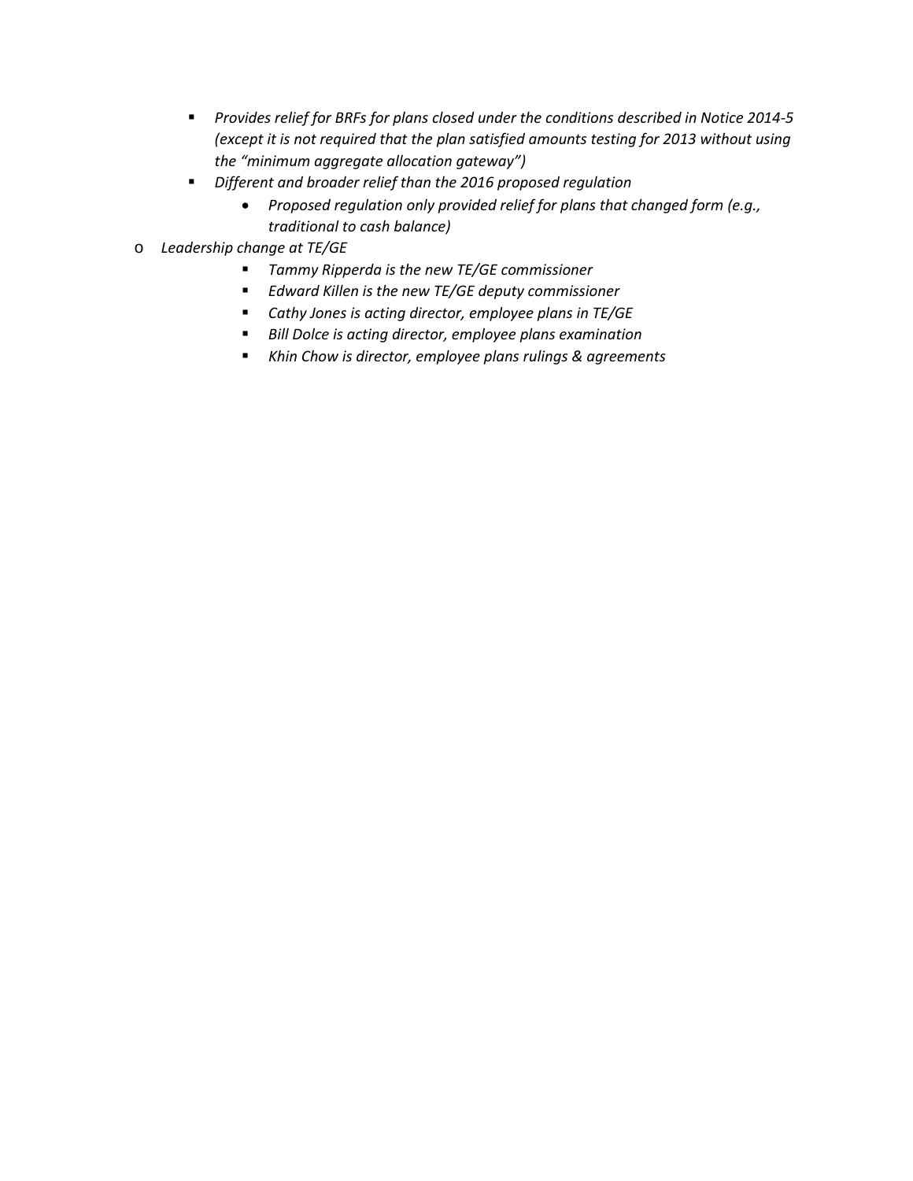- *Provides relief for BRFs for plans closed under the conditions described in Notice 2014-5 (except it is not required that the plan satisfied amounts testing for 2013 without using the "minimum aggregate allocation gateway")*
    - *Different and broader relief than the 2016 proposed regulation*
      - *Proposed regulation only provided relief for plans that changed form (e.g., traditional to cash balance)*
- *Leadership change at TE/GE*
    - *Tammy Ripperda is the new TE/GE commissioner*
    - *Edward Killen is the new TE/GE deputy commissioner*
    - *Cathy Jones is acting director, employee plans in TE/GE*
    - *Bill Dolce is acting director, employee plans examination*
    - *Khin Chow is director, employee plans rulings & agreements*